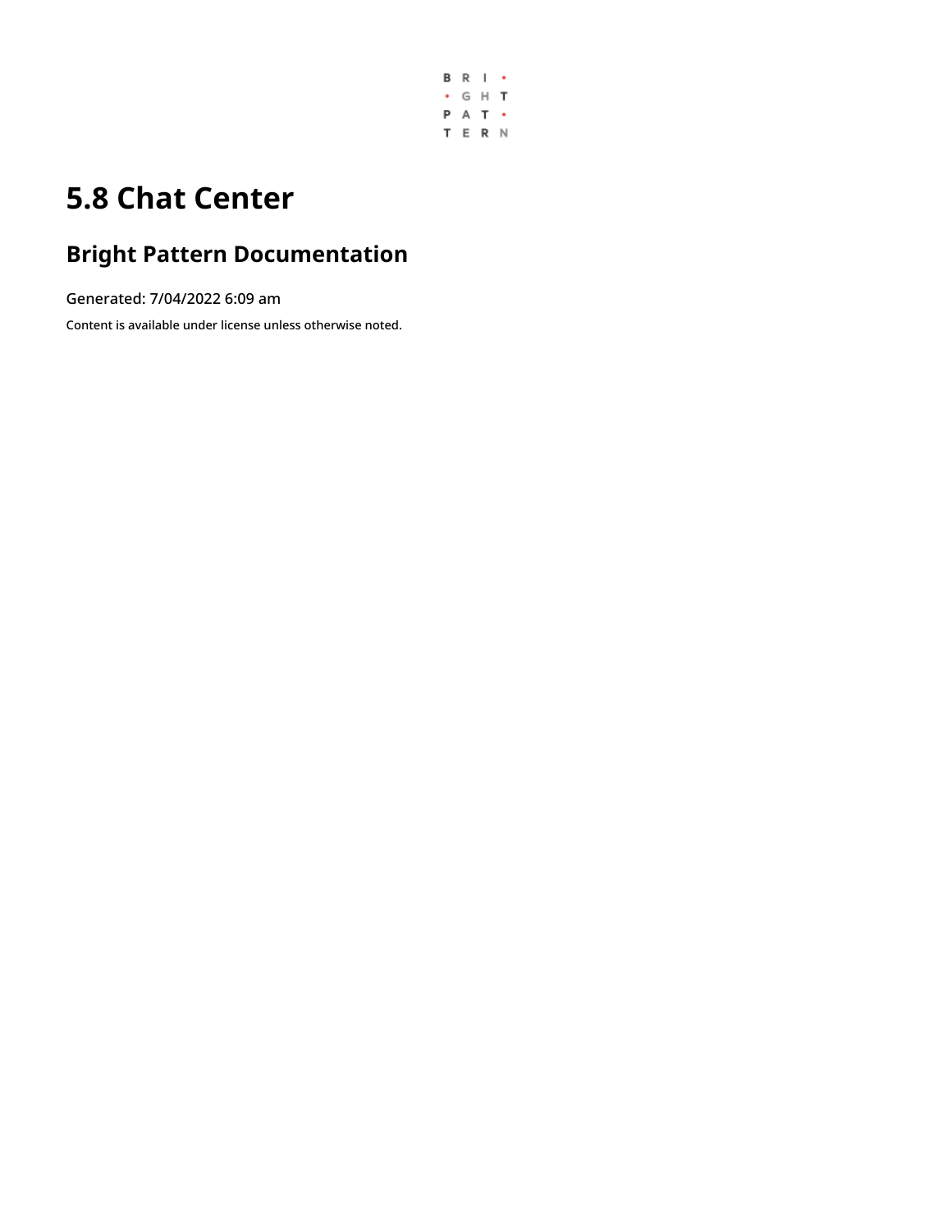# 5.8 Chat Center

## Bright Pattern Documentation

Generated: 7/04/2022 6:09 am

Content is available under license unless otherwise noted.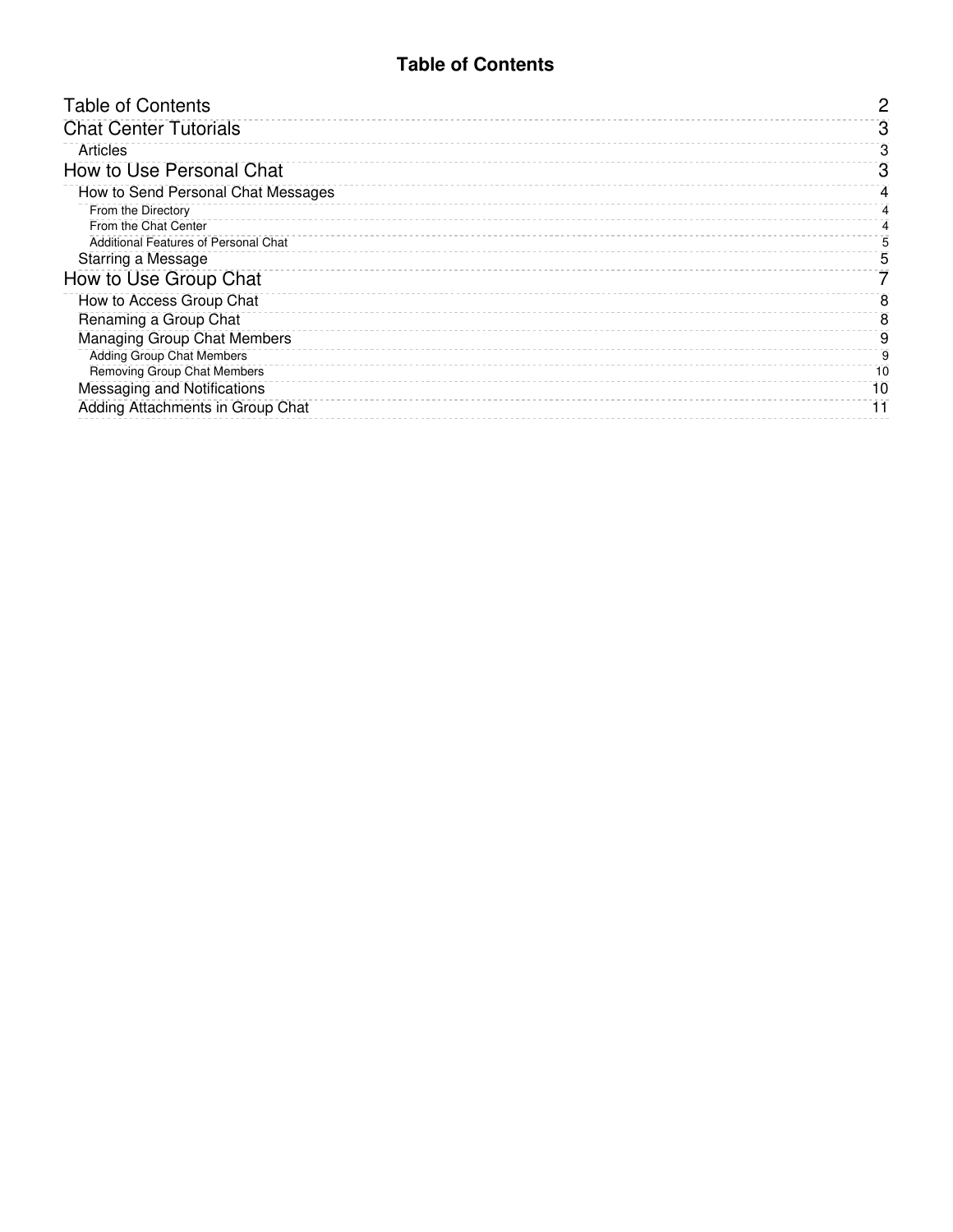# Table of Contents

| | |
|---|---|
| Table of Contents | 2 |
| Chat Center Tutorials | 3 |
| Articles | 3 |
| How to Use Personal Chat | 3 |
| How to Send Personal Chat Messages | 4 |
| From the Directory | 4 |
| From the Chat Center | 4 |
| Additional Features of Personal Chat | 5 |
| Starring a Message | 5 |
| How to Use Group Chat | 7 |
| How to Access Group Chat | 8 |
| Renaming a Group Chat | 8 |
| Managing Group Chat Members | 9 |
| Adding Group Chat Members | 9 |
| Removing Group Chat Members | 10 |
| Messaging and Notifications | 10 |
| Adding Attachments in Group Chat | 11 |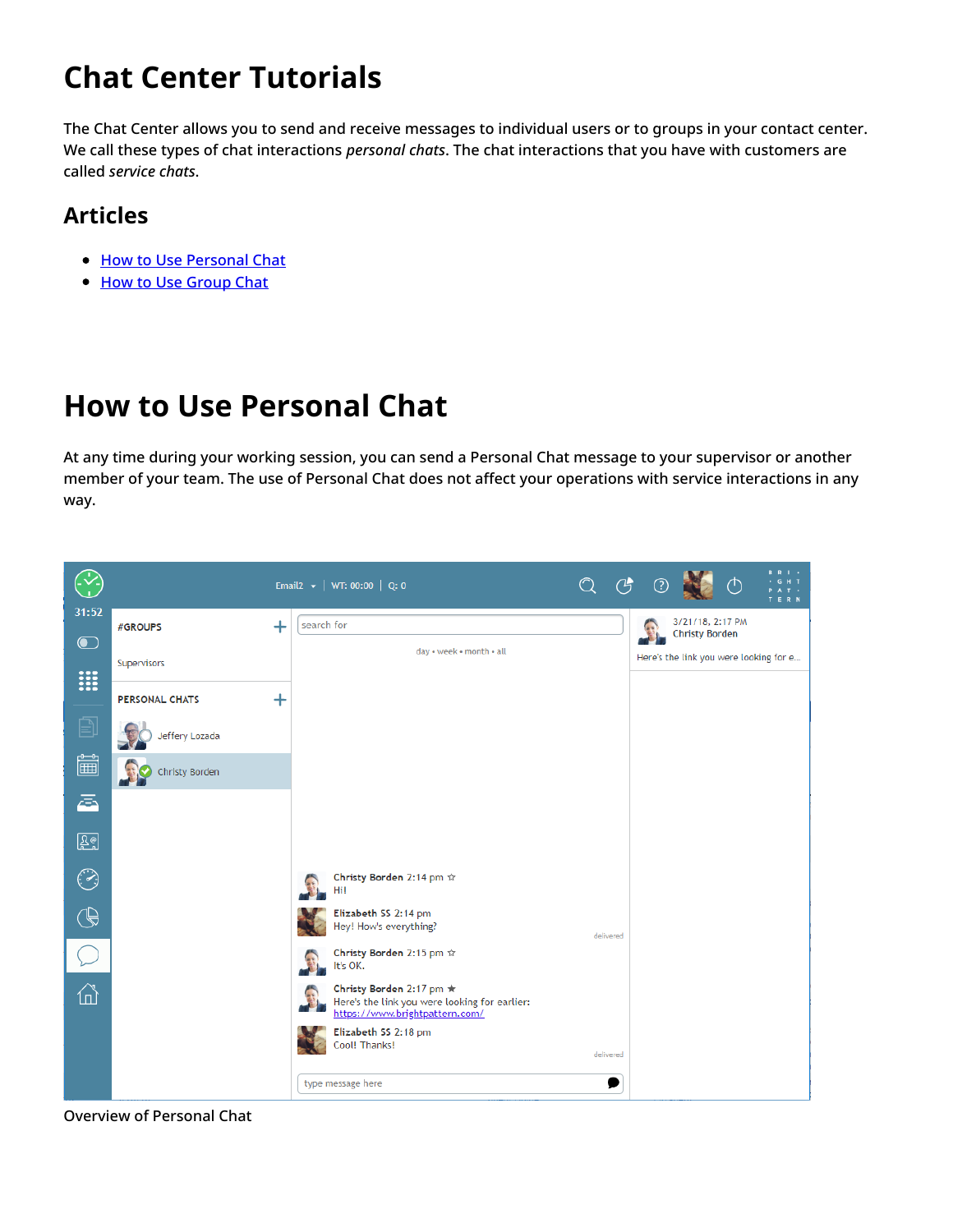# Chat Center Tutorials

The Chat Center allows you to send and receive messages to individual users or to groups in your contact center. We call these types of chat interactions *personal chats*. The chat interactions that you have with customers are called *service chats*.

## Articles

- How to Use Personal Chat
- How to Use Group Chat

# How to Use Personal Chat

At any time during your working session, you can send a Personal Chat message to your supervisor or another member of your team. The use of Personal Chat does not affect your operations with service interactions in any way.

Overview of Personal Chat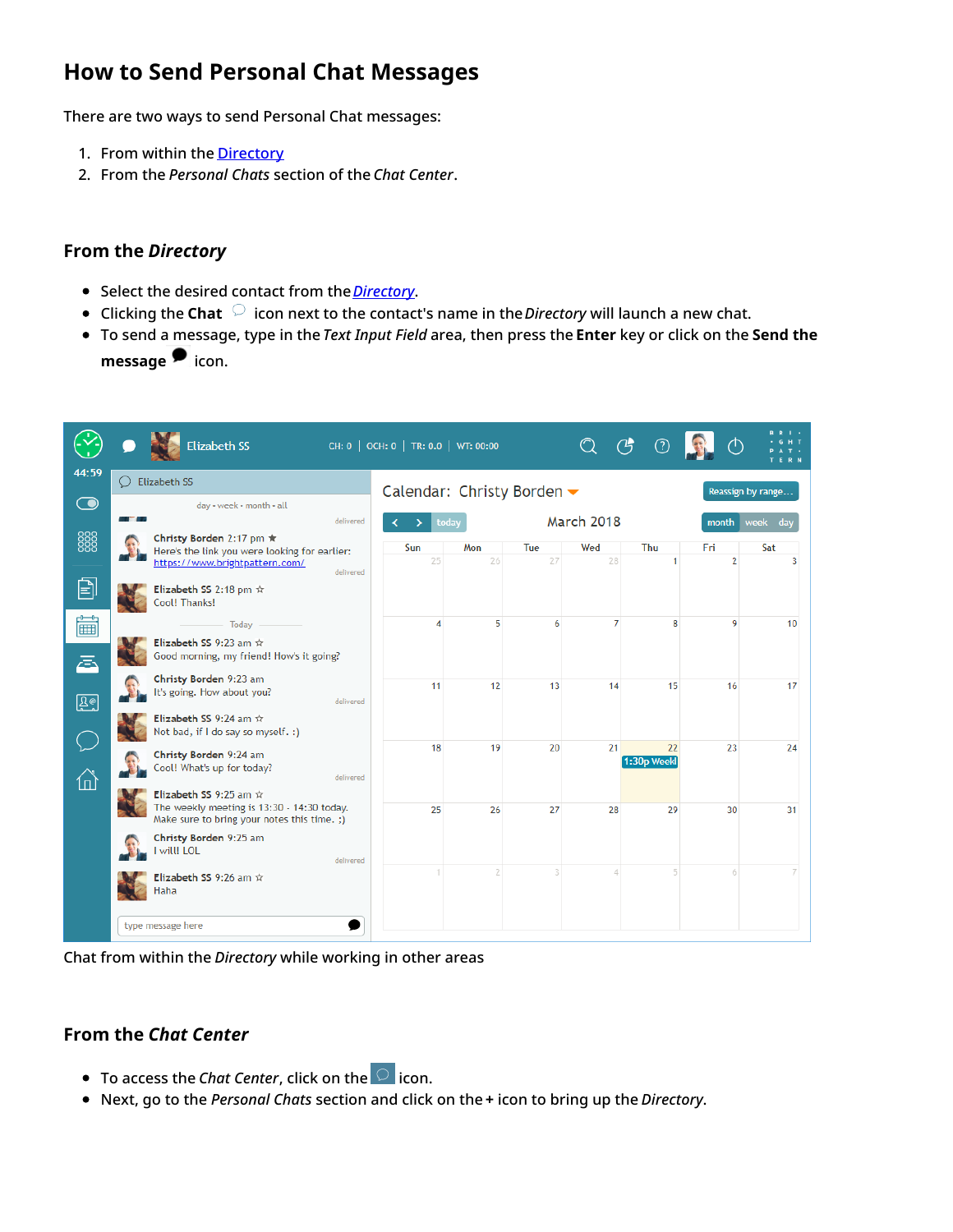# How to Send Personal Chat Messages

There are two ways to send Personal Chat messages:

1. From within the [Directory](#)
2. From the *Personal Chats* section of the *Chat Center*.

## From the *Directory*

- Select the desired contact from the *[Directory](#)*.
- Clicking the **Chat** icon next to the contact's name in the *Directory* will launch a new chat.
- To send a message, type in the *Text Input Field* area, then press the **Enter** key or click on the **Send the message** icon.

Chat from within the *Directory* while working in other areas

## From the *Chat Center*

- To access the *Chat Center*, click on the icon.
- Next, go to the *Personal Chats* section and click on the **+** icon to bring up the *Directory*.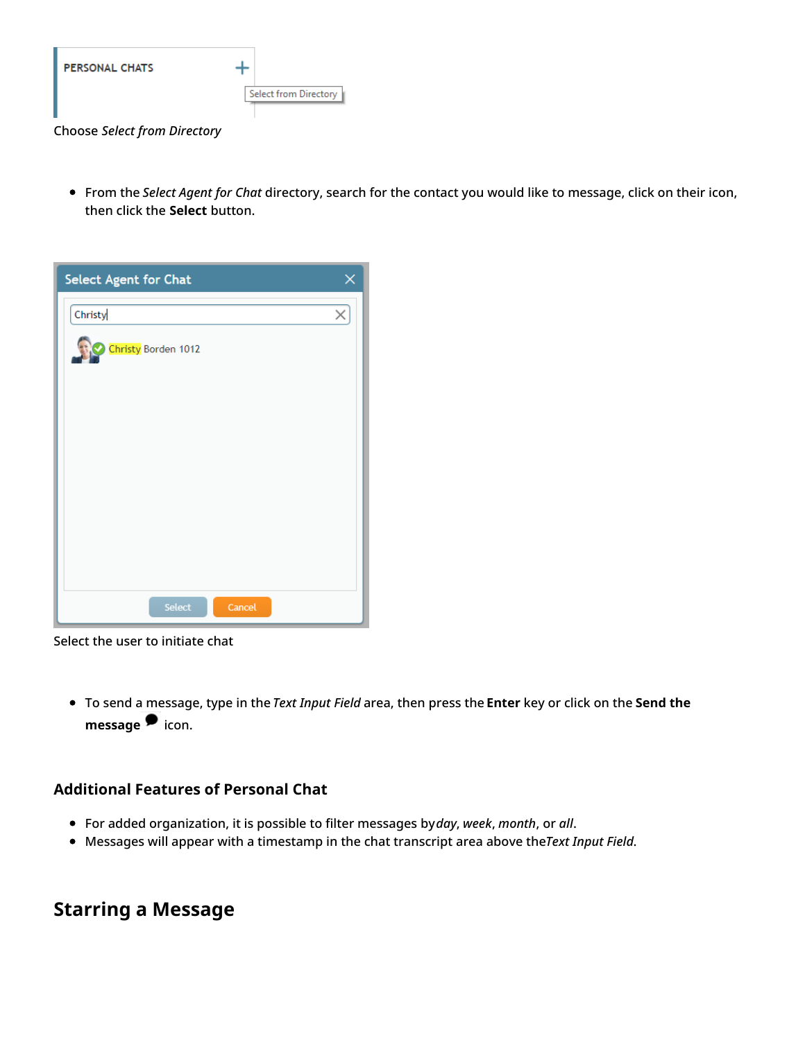Choose *Select from Directory*

- From the *Select Agent for Chat* directory, search for the contact you would like to message, click on their icon, then click the **Select** button.

Select the user to initiate chat

- To send a message, type in the *Text Input Field* area, then press the **Enter** key or click on the **Send the message** icon.

### Additional Features of Personal Chat

- For added organization, it is possible to filter messages by *day*, *week*, *month*, or *all*.
- Messages will appear with a timestamp in the chat transcript area above the *Text Input Field*.

## Starring a Message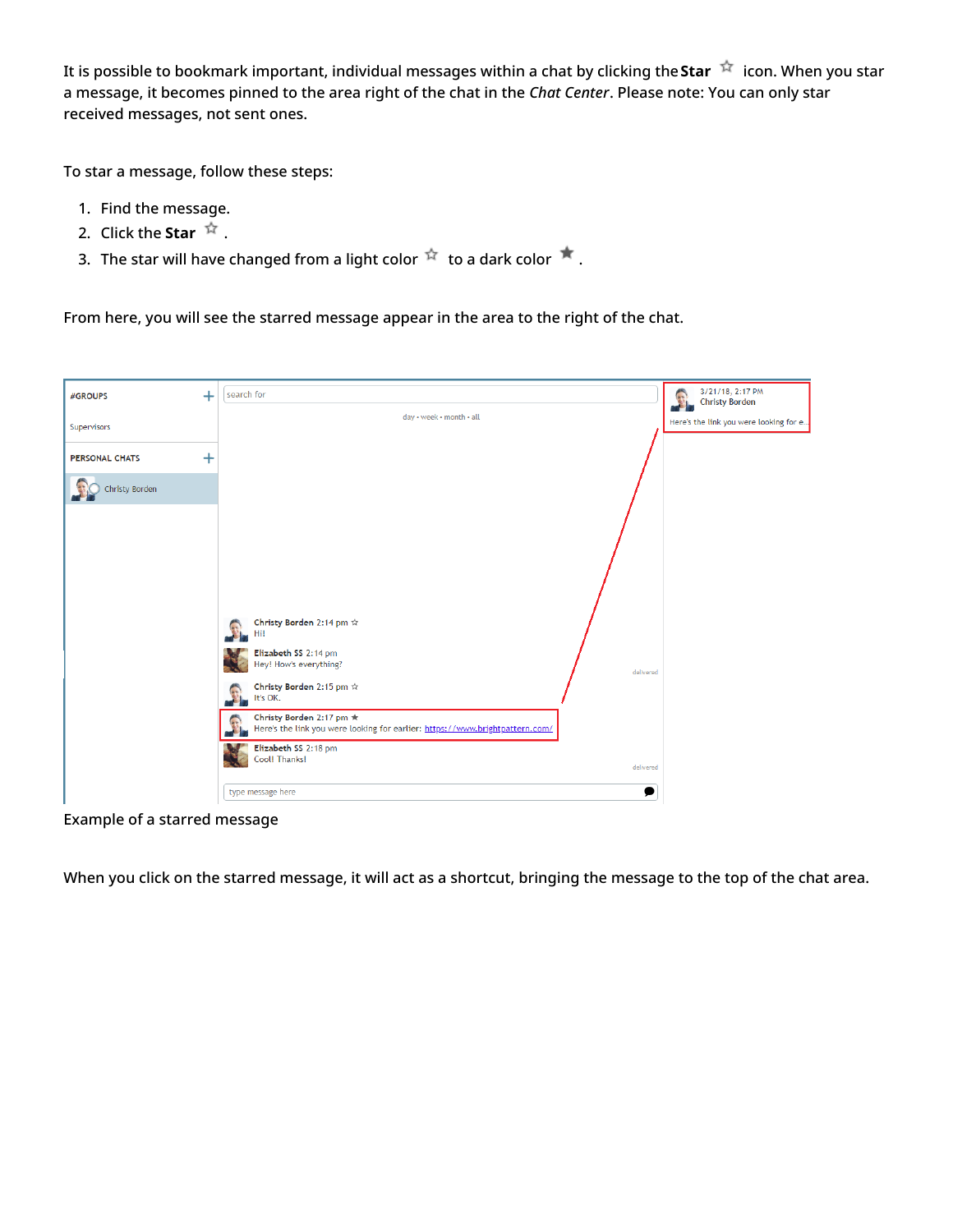It is possible to bookmark important, individual messages within a chat by clicking the **Star** ☆ icon. When you star a message, it becomes pinned to the area right of the chat in the *Chat Center*. Please note: You can only star received messages, not sent ones.

To star a message, follow these steps:

1. Find the message.
2. Click the **Star** ☆ .
3. The star will have changed from a light color ☆ to a dark color ★ .

From here, you will see the starred message appear in the area to the right of the chat.

Example of a starred message

When you click on the starred message, it will act as a shortcut, bringing the message to the top of the chat area.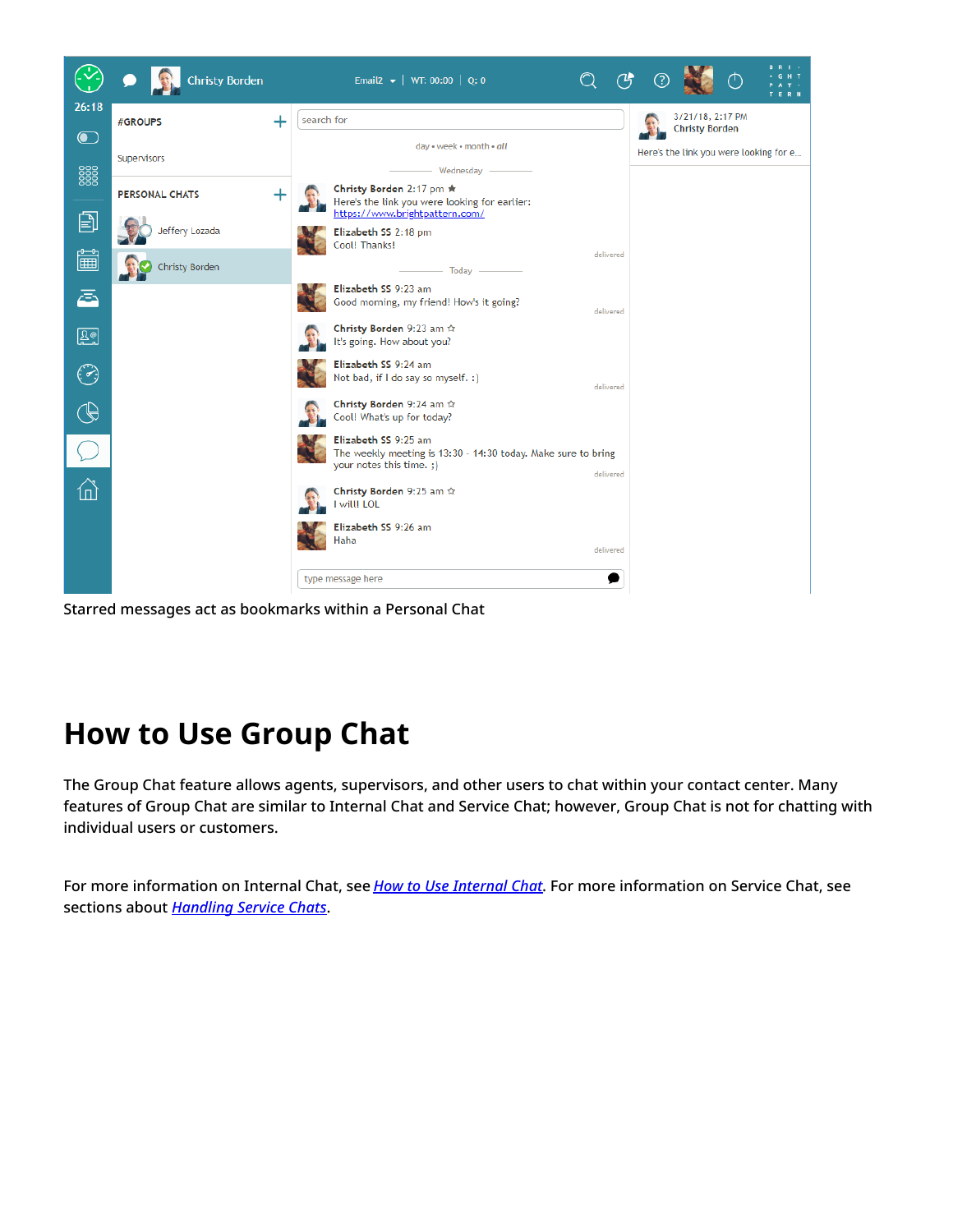Starred messages act as bookmarks within a Personal Chat

# How to Use Group Chat

The Group Chat feature allows agents, supervisors, and other users to chat within your contact center. Many features of Group Chat are similar to Internal Chat and Service Chat; however, Group Chat is not for chatting with individual users or customers.

For more information on Internal Chat, see *How to Use Internal Chat*. For more information on Service Chat, see sections about *Handling Service Chats*.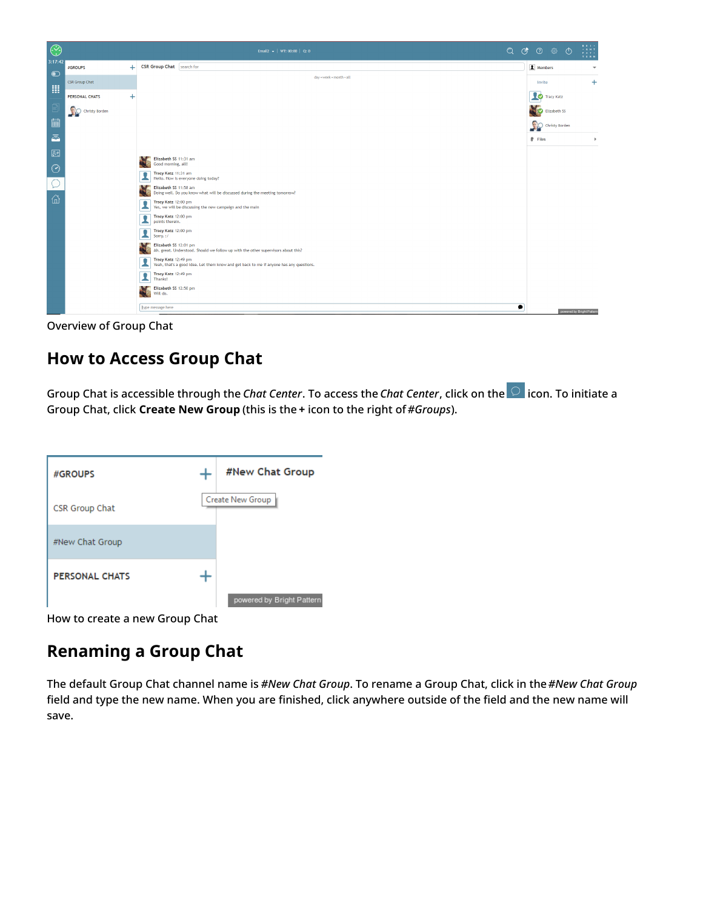Overview of Group Chat

## How to Access Group Chat

Group Chat is accessible through the *Chat Center*. To access the *Chat Center*, click on the icon. To initiate a Group Chat, click **Create New Group** (this is the **+** icon to the right of *#Groups*).

How to create a new Group Chat

## Renaming a Group Chat

The default Group Chat channel name is *#New Chat Group*. To rename a Group Chat, click in the *#New Chat Group* field and type the new name. When you are finished, click anywhere outside of the field and the new name will save.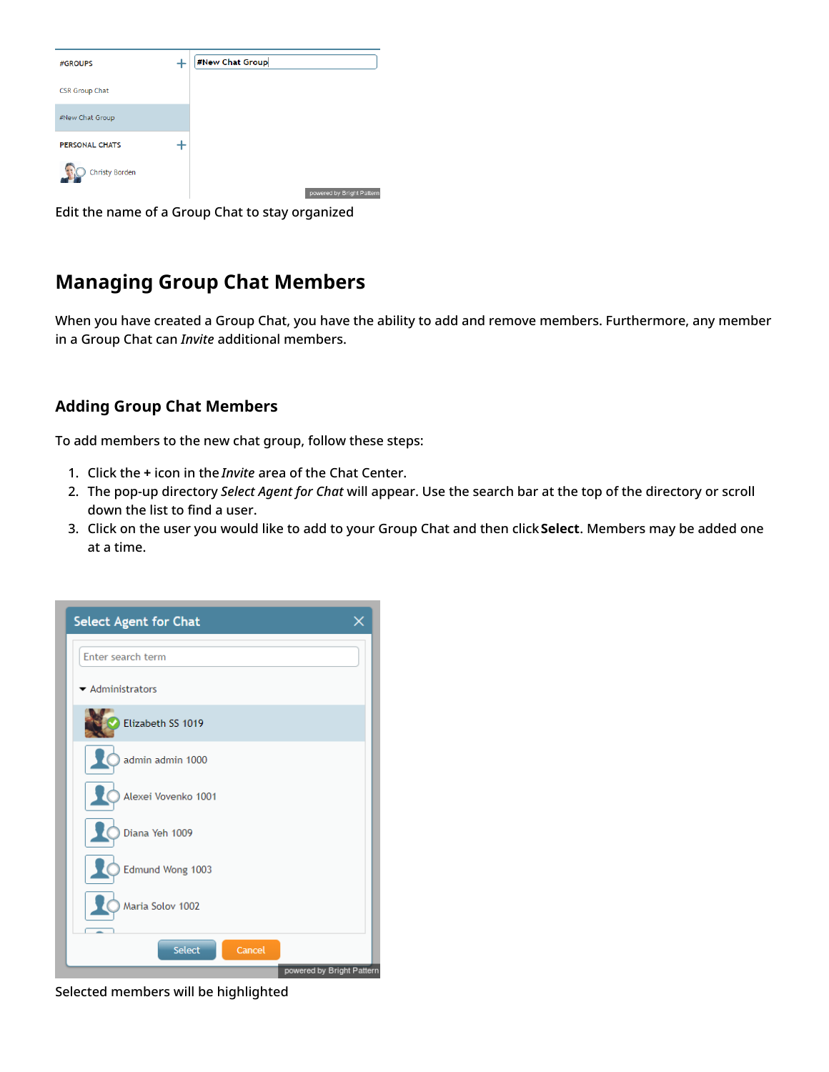Edit the name of a Group Chat to stay organized

## Managing Group Chat Members

When you have created a Group Chat, you have the ability to add and remove members. Furthermore, any member in a Group Chat can *Invite* additional members.

### Adding Group Chat Members

To add members to the new chat group, follow these steps:

1. Click the **+** icon in the *Invite* area of the Chat Center.
2. The pop-up directory *Select Agent for Chat* will appear. Use the search bar at the top of the directory or scroll down the list to find a user.
3. Click on the user you would like to add to your Group Chat and then click **Select**. Members may be added one at a time.

Selected members will be highlighted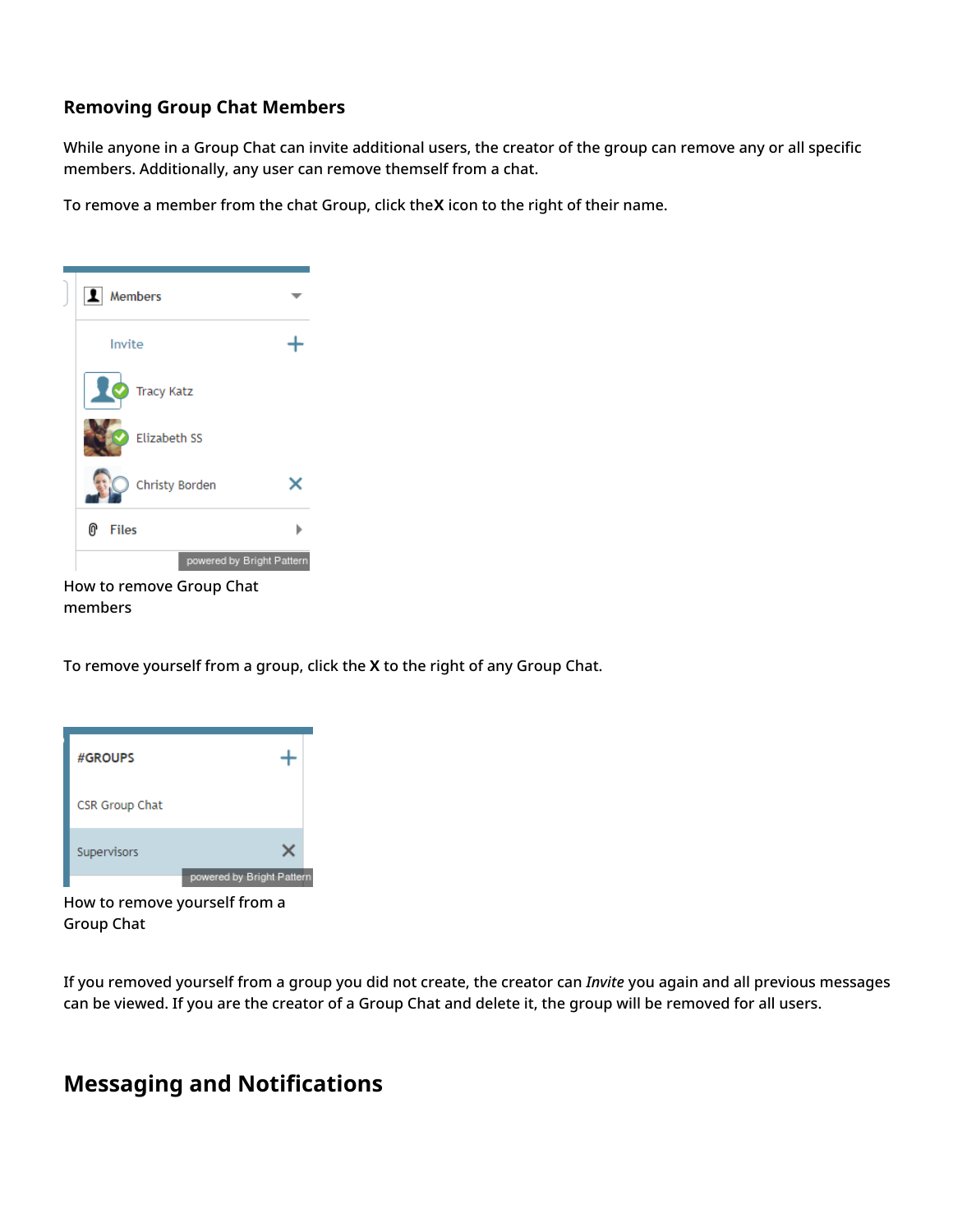### Removing Group Chat Members

While anyone in a Group Chat can invite additional users, the creator of the group can remove any or all specific members. Additionally, any user can remove themself from a chat.

To remove a member from the chat Group, click the**X** icon to the right of their name.

How to remove Group Chat members

To remove yourself from a group, click the **X** to the right of any Group Chat.

How to remove yourself from a Group Chat

If you removed yourself from a group you did not create, the creator can *Invite* you again and all previous messages can be viewed. If you are the creator of a Group Chat and delete it, the group will be removed for all users.

## Messaging and Notifications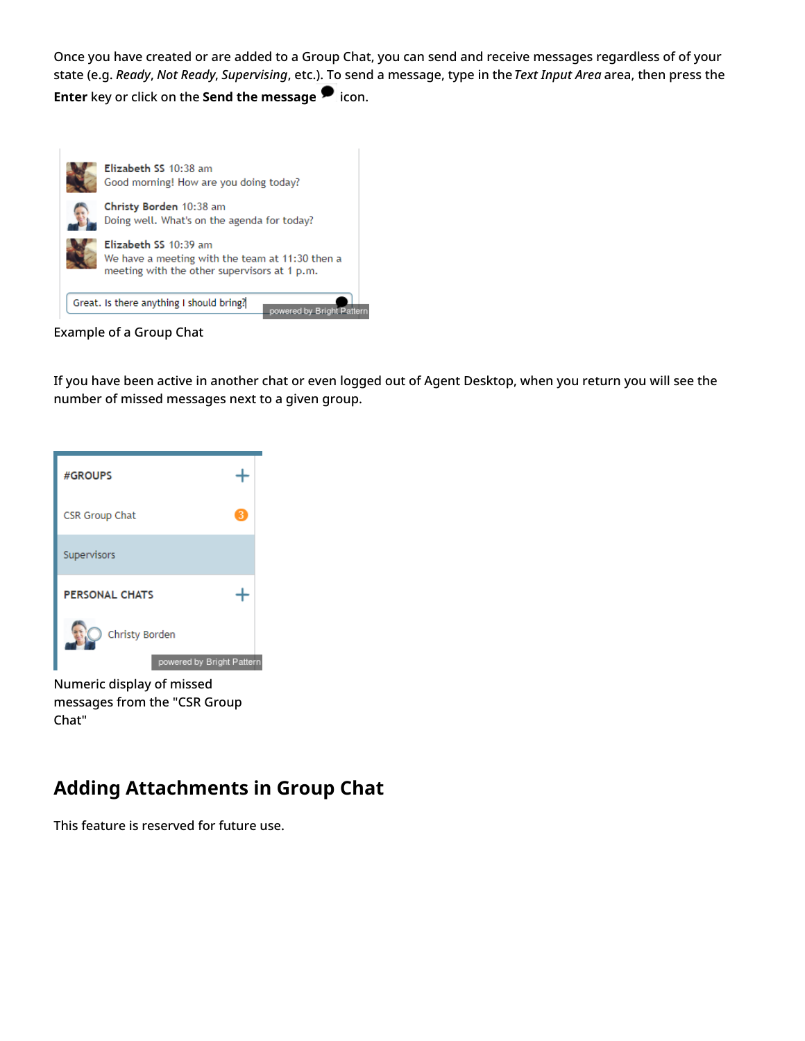Once you have created or are added to a Group Chat, you can send and receive messages regardless of of your state (e.g. *Ready*, *Not Ready*, *Supervising*, etc.). To send a message, type in the *Text Input Area* area, then press the **Enter** key or click on the **Send the message** icon.

Example of a Group Chat

If you have been active in another chat or even logged out of Agent Desktop, when you return you will see the number of missed messages next to a given group.

Numeric display of missed messages from the "CSR Group Chat"

## Adding Attachments in Group Chat

This feature is reserved for future use.